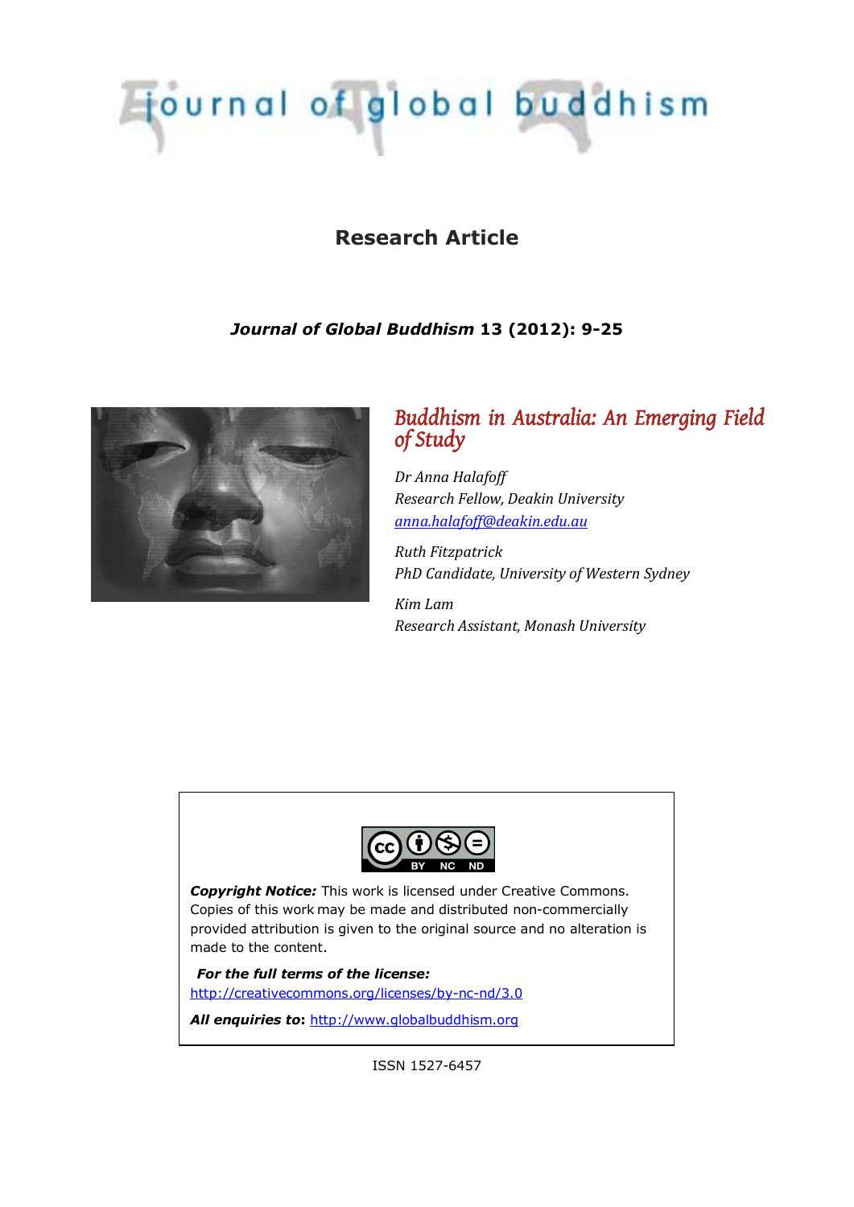# journal of global buddhism

## Research Article

***Journal of Global Buddhism* 13 (2012): 9-25**

# *Buddhism in Australia: An Emerging Field of Study*

*Dr Anna Halafoff*
*Research Fellow, Deakin University*
*anna.halafoff@deakin.edu.au*

*Ruth Fitzpatrick*
*PhD Candidate, University of Western Sydney*

*Kim Lam*
*Research Assistant, Monash University*

***Copyright Notice:*** This work is licensed under Creative Commons. Copies of this work may be made and distributed non-commercially provided attribution is given to the original source and no alteration is made to the content.

***For the full terms of the license:***
http://creativecommons.org/licenses/by-nc-nd/3.0

***All enquiries to*:** http://www.globalbuddhism.org

ISSN 1527-6457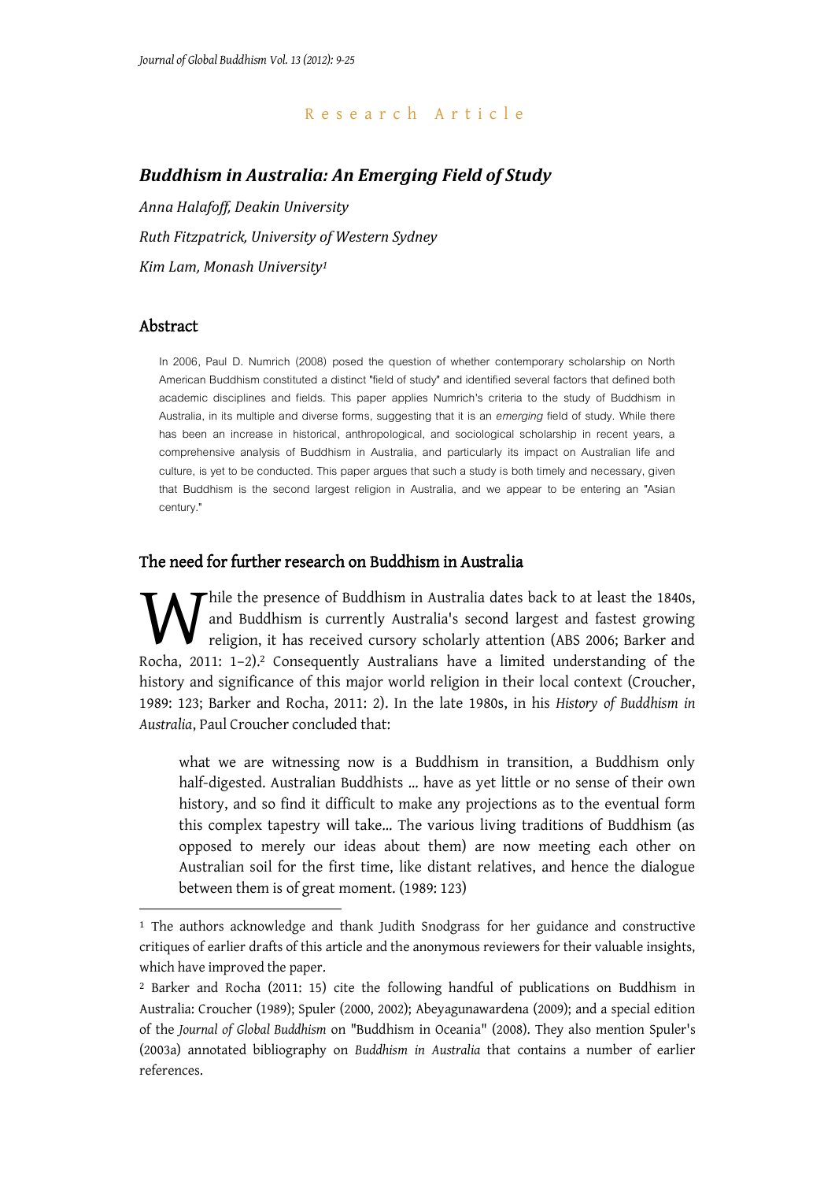*Journal of Global Buddhism Vol. 13 (2012): 9-25*

Research Article

# *Buddhism in Australia: An Emerging Field of Study*

*Anna Halafoff, Deakin University*

*Ruth Fitzpatrick, University of Western Sydney*

*Kim Lam, Monash University*[1]

## Abstract

In 2006, Paul D. Numrich (2008) posed the question of whether contemporary scholarship on North American Buddhism constituted a distinct "field of study" and identified several factors that defined both academic disciplines and fields. This paper applies Numrich's criteria to the study of Buddhism in Australia, in its multiple and diverse forms, suggesting that it is an *emerging* field of study. While there has been an increase in historical, anthropological, and sociological scholarship in recent years, a comprehensive analysis of Buddhism in Australia, and particularly its impact on Australian life and culture, is yet to be conducted. This paper argues that such a study is both timely and necessary, given that Buddhism is the second largest religion in Australia, and we appear to be entering an "Asian century."

## The need for further research on Buddhism in Australia

While the presence of Buddhism in Australia dates back to at least the 1840s, and Buddhism is currently Australia's second largest and fastest growing religion, it has received cursory scholarly attention (ABS 2006; Barker and Rocha, 2011: 1–2).[2] Consequently Australians have a limited understanding of the history and significance of this major world religion in their local context (Croucher, 1989: 123; Barker and Rocha, 2011: 2). In the late 1980s, in his *History of Buddhism in Australia*, Paul Croucher concluded that:

> what we are witnessing now is a Buddhism in transition, a Buddhism only half-digested. Australian Buddhists ... have as yet little or no sense of their own history, and so find it difficult to make any projections as to the eventual form this complex tapestry will take... The various living traditions of Buddhism (as opposed to merely our ideas about them) are now meeting each other on Australian soil for the first time, like distant relatives, and hence the dialogue between them is of great moment. (1989: 123)

[1] The authors acknowledge and thank Judith Snodgrass for her guidance and constructive critiques of earlier drafts of this article and the anonymous reviewers for their valuable insights, which have improved the paper.

[2] Barker and Rocha (2011: 15) cite the following handful of publications on Buddhism in Australia: Croucher (1989); Spuler (2000, 2002); Abeyagunawardena (2009); and a special edition of the *Journal of Global Buddhism* on "Buddhism in Oceania" (2008). They also mention Spuler's (2003a) annotated bibliography on *Buddhism in Australia* that contains a number of earlier references.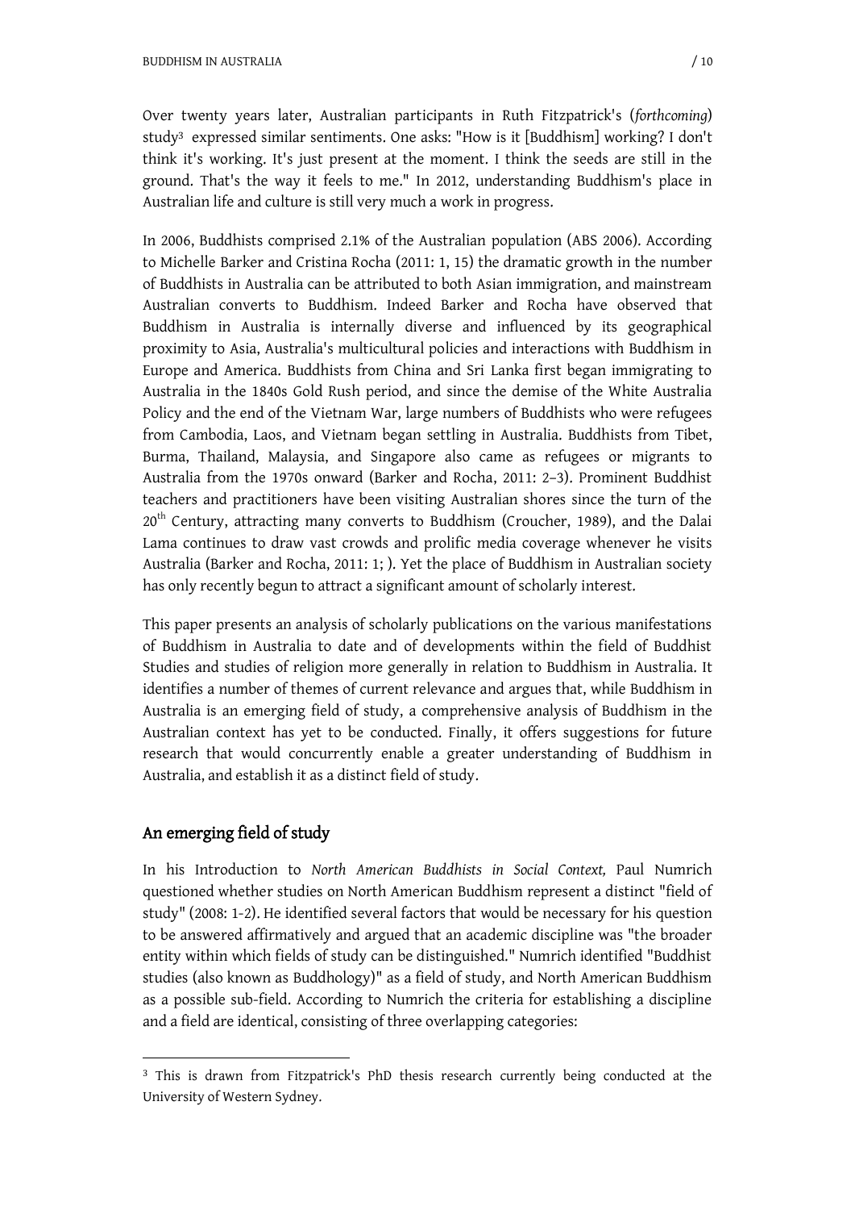Over twenty years later, Australian participants in Ruth Fitzpatrick's (*forthcoming*) study[3] expressed similar sentiments. One asks: "How is it [Buddhism] working? I don't think it's working. It's just present at the moment. I think the seeds are still in the ground. That's the way it feels to me." In 2012, understanding Buddhism's place in Australian life and culture is still very much a work in progress.

In 2006, Buddhists comprised 2.1% of the Australian population (ABS 2006). According to Michelle Barker and Cristina Rocha (2011: 1, 15) the dramatic growth in the number of Buddhists in Australia can be attributed to both Asian immigration, and mainstream Australian converts to Buddhism. Indeed Barker and Rocha have observed that Buddhism in Australia is internally diverse and influenced by its geographical proximity to Asia, Australia's multicultural policies and interactions with Buddhism in Europe and America. Buddhists from China and Sri Lanka first began immigrating to Australia in the 1840s Gold Rush period, and since the demise of the White Australia Policy and the end of the Vietnam War, large numbers of Buddhists who were refugees from Cambodia, Laos, and Vietnam began settling in Australia. Buddhists from Tibet, Burma, Thailand, Malaysia, and Singapore also came as refugees or migrants to Australia from the 1970s onward (Barker and Rocha, 2011: 2–3). Prominent Buddhist teachers and practitioners have been visiting Australian shores since the turn of the 20th Century, attracting many converts to Buddhism (Croucher, 1989), and the Dalai Lama continues to draw vast crowds and prolific media coverage whenever he visits Australia (Barker and Rocha, 2011: 1; ). Yet the place of Buddhism in Australian society has only recently begun to attract a significant amount of scholarly interest.

This paper presents an analysis of scholarly publications on the various manifestations of Buddhism in Australia to date and of developments within the field of Buddhist Studies and studies of religion more generally in relation to Buddhism in Australia. It identifies a number of themes of current relevance and argues that, while Buddhism in Australia is an emerging field of study, a comprehensive analysis of Buddhism in the Australian context has yet to be conducted. Finally, it offers suggestions for future research that would concurrently enable a greater understanding of Buddhism in Australia, and establish it as a distinct field of study.

## An emerging field of study

In his Introduction to *North American Buddhists in Social Context,* Paul Numrich questioned whether studies on North American Buddhism represent a distinct "field of study" (2008: 1-2). He identified several factors that would be necessary for his question to be answered affirmatively and argued that an academic discipline was "the broader entity within which fields of study can be distinguished." Numrich identified "Buddhist studies (also known as Buddhology)" as a field of study, and North American Buddhism as a possible sub-field. According to Numrich the criteria for establishing a discipline and a field are identical, consisting of three overlapping categories:

[3] This is drawn from Fitzpatrick's PhD thesis research currently being conducted at the University of Western Sydney.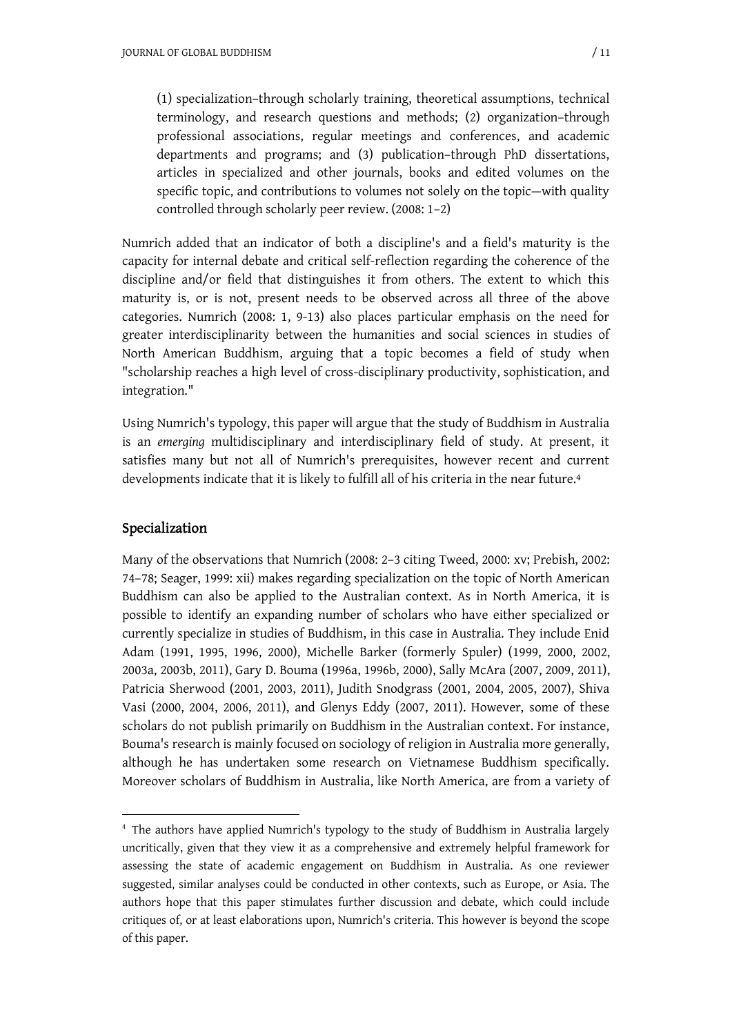(1) specialization–through scholarly training, theoretical assumptions, technical terminology, and research questions and methods; (2) organization–through professional associations, regular meetings and conferences, and academic departments and programs; and (3) publication–through PhD dissertations, articles in specialized and other journals, books and edited volumes on the specific topic, and contributions to volumes not solely on the topic—with quality controlled through scholarly peer review. (2008: 1–2)

Numrich added that an indicator of both a discipline's and a field's maturity is the capacity for internal debate and critical self-reflection regarding the coherence of the discipline and/or field that distinguishes it from others. The extent to which this maturity is, or is not, present needs to be observed across all three of the above categories. Numrich (2008: 1, 9-13) also places particular emphasis on the need for greater interdisciplinarity between the humanities and social sciences in studies of North American Buddhism, arguing that a topic becomes a field of study when "scholarship reaches a high level of cross-disciplinary productivity, sophistication, and integration."

Using Numrich's typology, this paper will argue that the study of Buddhism in Australia is an *emerging* multidisciplinary and interdisciplinary field of study. At present, it satisfies many but not all of Numrich's prerequisites, however recent and current developments indicate that it is likely to fulfill all of his criteria in the near future.[4]

## Specialization

Many of the observations that Numrich (2008: 2–3 citing Tweed, 2000: xv; Prebish, 2002: 74–78; Seager, 1999: xii) makes regarding specialization on the topic of North American Buddhism can also be applied to the Australian context. As in North America, it is possible to identify an expanding number of scholars who have either specialized or currently specialize in studies of Buddhism, in this case in Australia. They include Enid Adam (1991, 1995, 1996, 2000), Michelle Barker (formerly Spuler) (1999, 2000, 2002, 2003a, 2003b, 2011), Gary D. Bouma (1996a, 1996b, 2000), Sally McAra (2007, 2009, 2011), Patricia Sherwood (2001, 2003, 2011), Judith Snodgrass (2001, 2004, 2005, 2007), Shiva Vasi (2000, 2004, 2006, 2011), and Glenys Eddy (2007, 2011). However, some of these scholars do not publish primarily on Buddhism in the Australian context. For instance, Bouma's research is mainly focused on sociology of religion in Australia more generally, although he has undertaken some research on Vietnamese Buddhism specifically. Moreover scholars of Buddhism in Australia, like North America, are from a variety of

[4] The authors have applied Numrich's typology to the study of Buddhism in Australia largely uncritically, given that they view it as a comprehensive and extremely helpful framework for assessing the state of academic engagement on Buddhism in Australia. As one reviewer suggested, similar analyses could be conducted in other contexts, such as Europe, or Asia. The authors hope that this paper stimulates further discussion and debate, which could include critiques of, or at least elaborations upon, Numrich's criteria. This however is beyond the scope of this paper.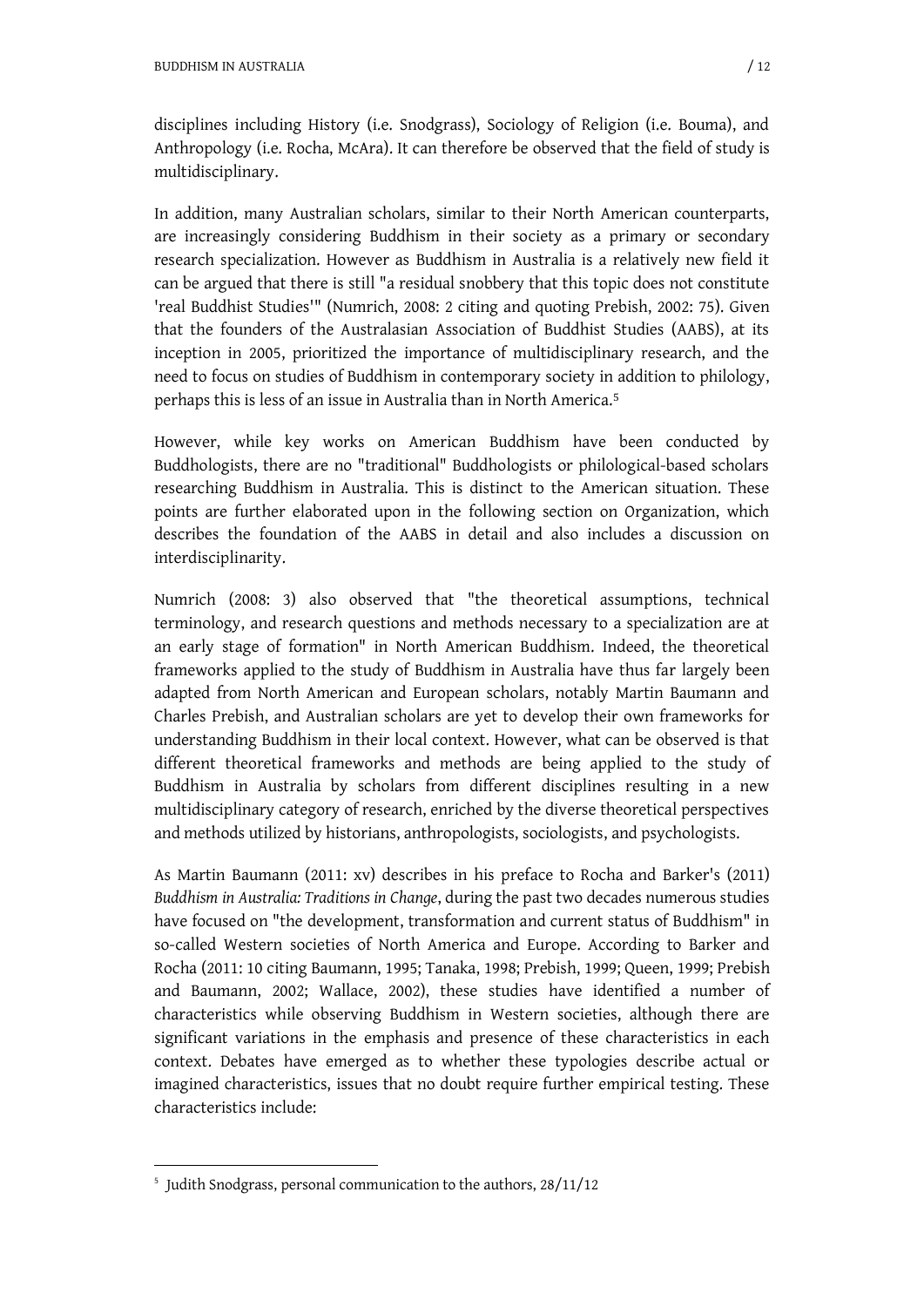disciplines including History (i.e. Snodgrass), Sociology of Religion (i.e. Bouma), and Anthropology (i.e. Rocha, McAra). It can therefore be observed that the field of study is multidisciplinary.

In addition, many Australian scholars, similar to their North American counterparts, are increasingly considering Buddhism in their society as a primary or secondary research specialization. However as Buddhism in Australia is a relatively new field it can be argued that there is still "a residual snobbery that this topic does not constitute 'real Buddhist Studies'" (Numrich, 2008: 2 citing and quoting Prebish, 2002: 75). Given that the founders of the Australasian Association of Buddhist Studies (AABS), at its inception in 2005, prioritized the importance of multidisciplinary research, and the need to focus on studies of Buddhism in contemporary society in addition to philology, perhaps this is less of an issue in Australia than in North America.[5]

However, while key works on American Buddhism have been conducted by Buddhologists, there are no "traditional" Buddhologists or philological-based scholars researching Buddhism in Australia. This is distinct to the American situation. These points are further elaborated upon in the following section on Organization, which describes the foundation of the AABS in detail and also includes a discussion on interdisciplinarity.

Numrich (2008: 3) also observed that "the theoretical assumptions, technical terminology, and research questions and methods necessary to a specialization are at an early stage of formation" in North American Buddhism. Indeed, the theoretical frameworks applied to the study of Buddhism in Australia have thus far largely been adapted from North American and European scholars, notably Martin Baumann and Charles Prebish, and Australian scholars are yet to develop their own frameworks for understanding Buddhism in their local context. However, what can be observed is that different theoretical frameworks and methods are being applied to the study of Buddhism in Australia by scholars from different disciplines resulting in a new multidisciplinary category of research, enriched by the diverse theoretical perspectives and methods utilized by historians, anthropologists, sociologists, and psychologists.

As Martin Baumann (2011: xv) describes in his preface to Rocha and Barker's (2011) *Buddhism in Australia: Traditions in Change*, during the past two decades numerous studies have focused on "the development, transformation and current status of Buddhism" in so-called Western societies of North America and Europe. According to Barker and Rocha (2011: 10 citing Baumann, 1995; Tanaka, 1998; Prebish, 1999; Queen, 1999; Prebish and Baumann, 2002; Wallace, 2002), these studies have identified a number of characteristics while observing Buddhism in Western societies, although there are significant variations in the emphasis and presence of these characteristics in each context. Debates have emerged as to whether these typologies describe actual or imagined characteristics, issues that no doubt require further empirical testing. These characteristics include:

[5] Judith Snodgrass, personal communication to the authors, 28/11/12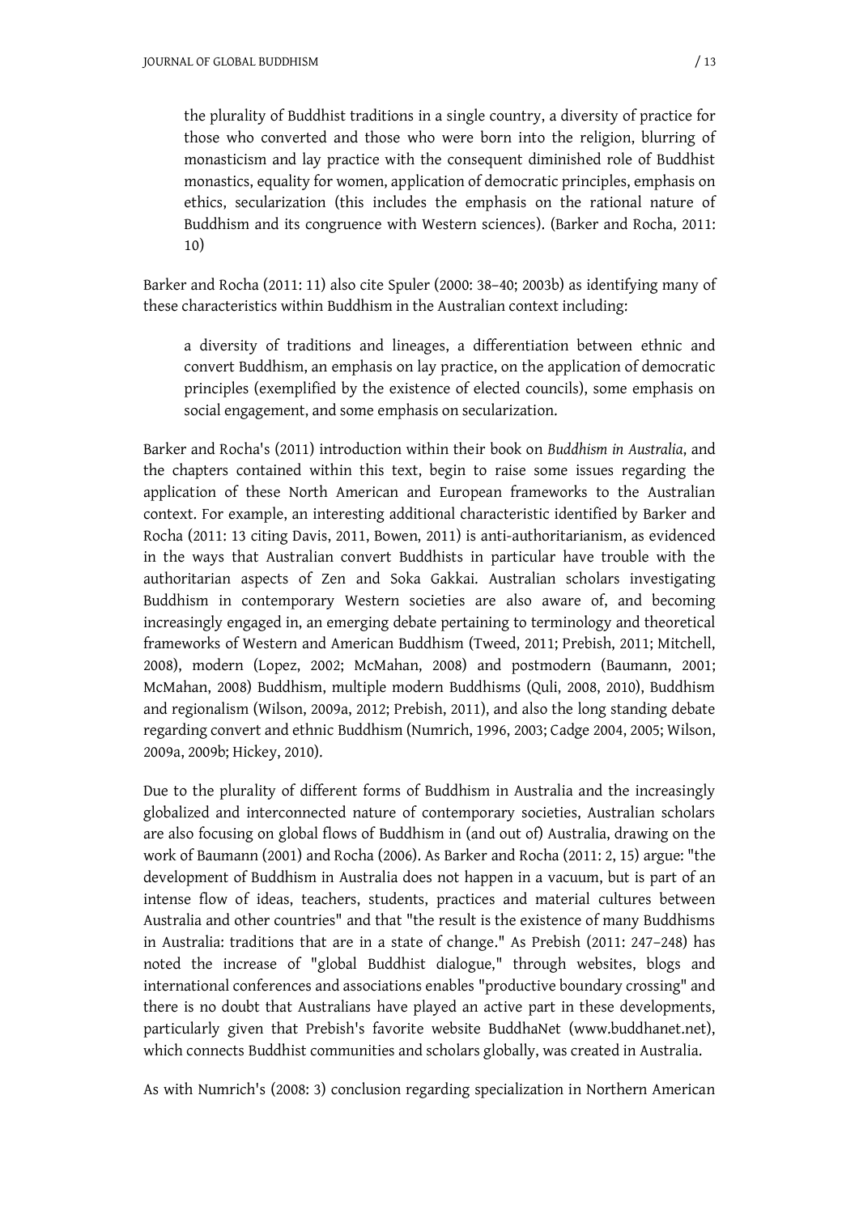> the plurality of Buddhist traditions in a single country, a diversity of practice for those who converted and those who were born into the religion, blurring of monasticism and lay practice with the consequent diminished role of Buddhist monastics, equality for women, application of democratic principles, emphasis on ethics, secularization (this includes the emphasis on the rational nature of Buddhism and its congruence with Western sciences). (Barker and Rocha, 2011: 10)

Barker and Rocha (2011: 11) also cite Spuler (2000: 38–40; 2003b) as identifying many of these characteristics within Buddhism in the Australian context including:

> a diversity of traditions and lineages, a differentiation between ethnic and convert Buddhism, an emphasis on lay practice, on the application of democratic principles (exemplified by the existence of elected councils), some emphasis on social engagement, and some emphasis on secularization.

Barker and Rocha's (2011) introduction within their book on *Buddhism in Australia*, and the chapters contained within this text, begin to raise some issues regarding the application of these North American and European frameworks to the Australian context. For example, an interesting additional characteristic identified by Barker and Rocha (2011: 13 citing Davis, 2011, Bowen, 2011) is anti-authoritarianism, as evidenced in the ways that Australian convert Buddhists in particular have trouble with the authoritarian aspects of Zen and Soka Gakkai. Australian scholars investigating Buddhism in contemporary Western societies are also aware of, and becoming increasingly engaged in, an emerging debate pertaining to terminology and theoretical frameworks of Western and American Buddhism (Tweed, 2011; Prebish, 2011; Mitchell, 2008), modern (Lopez, 2002; McMahan, 2008) and postmodern (Baumann, 2001; McMahan, 2008) Buddhism, multiple modern Buddhisms (Quli, 2008, 2010), Buddhism and regionalism (Wilson, 2009a, 2012; Prebish, 2011), and also the long standing debate regarding convert and ethnic Buddhism (Numrich, 1996, 2003; Cadge 2004, 2005; Wilson, 2009a, 2009b; Hickey, 2010).

Due to the plurality of different forms of Buddhism in Australia and the increasingly globalized and interconnected nature of contemporary societies, Australian scholars are also focusing on global flows of Buddhism in (and out of) Australia, drawing on the work of Baumann (2001) and Rocha (2006). As Barker and Rocha (2011: 2, 15) argue: "the development of Buddhism in Australia does not happen in a vacuum, but is part of an intense flow of ideas, teachers, students, practices and material cultures between Australia and other countries" and that "the result is the existence of many Buddhisms in Australia: traditions that are in a state of change." As Prebish (2011: 247–248) has noted the increase of "global Buddhist dialogue," through websites, blogs and international conferences and associations enables "productive boundary crossing" and there is no doubt that Australians have played an active part in these developments, particularly given that Prebish's favorite website BuddhaNet (www.buddhanet.net), which connects Buddhist communities and scholars globally, was created in Australia.

As with Numrich's (2008: 3) conclusion regarding specialization in Northern American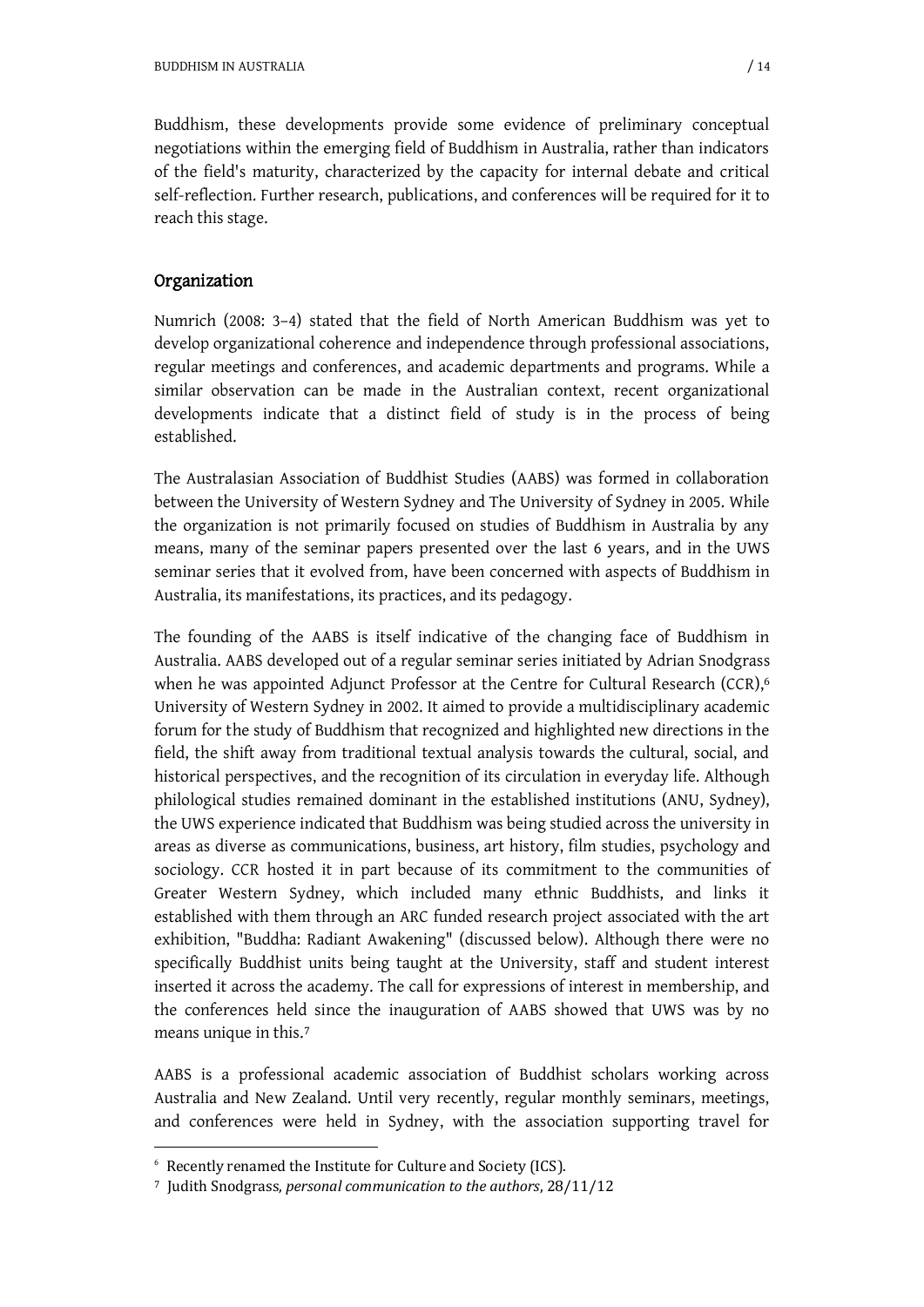Buddhism, these developments provide some evidence of preliminary conceptual negotiations within the emerging field of Buddhism in Australia, rather than indicators of the field's maturity, characterized by the capacity for internal debate and critical self-reflection. Further research, publications, and conferences will be required for it to reach this stage.

## Organization

Numrich (2008: 3–4) stated that the field of North American Buddhism was yet to develop organizational coherence and independence through professional associations, regular meetings and conferences, and academic departments and programs. While a similar observation can be made in the Australian context, recent organizational developments indicate that a distinct field of study is in the process of being established.

The Australasian Association of Buddhist Studies (AABS) was formed in collaboration between the University of Western Sydney and The University of Sydney in 2005. While the organization is not primarily focused on studies of Buddhism in Australia by any means, many of the seminar papers presented over the last 6 years, and in the UWS seminar series that it evolved from, have been concerned with aspects of Buddhism in Australia, its manifestations, its practices, and its pedagogy.

The founding of the AABS is itself indicative of the changing face of Buddhism in Australia. AABS developed out of a regular seminar series initiated by Adrian Snodgrass when he was appointed Adjunct Professor at the Centre for Cultural Research (CCR),[6] University of Western Sydney in 2002. It aimed to provide a multidisciplinary academic forum for the study of Buddhism that recognized and highlighted new directions in the field, the shift away from traditional textual analysis towards the cultural, social, and historical perspectives, and the recognition of its circulation in everyday life. Although philological studies remained dominant in the established institutions (ANU, Sydney), the UWS experience indicated that Buddhism was being studied across the university in areas as diverse as communications, business, art history, film studies, psychology and sociology. CCR hosted it in part because of its commitment to the communities of Greater Western Sydney, which included many ethnic Buddhists, and links it established with them through an ARC funded research project associated with the art exhibition, "Buddha: Radiant Awakening" (discussed below). Although there were no specifically Buddhist units being taught at the University, staff and student interest inserted it across the academy. The call for expressions of interest in membership, and the conferences held since the inauguration of AABS showed that UWS was by no means unique in this.[7]

AABS is a professional academic association of Buddhist scholars working across Australia and New Zealand. Until very recently, regular monthly seminars, meetings, and conferences were held in Sydney, with the association supporting travel for

---

[6] Recently renamed the Institute for Culture and Society (ICS).

[7] Judith Snodgrass, *personal communication to the authors,* 28/11/12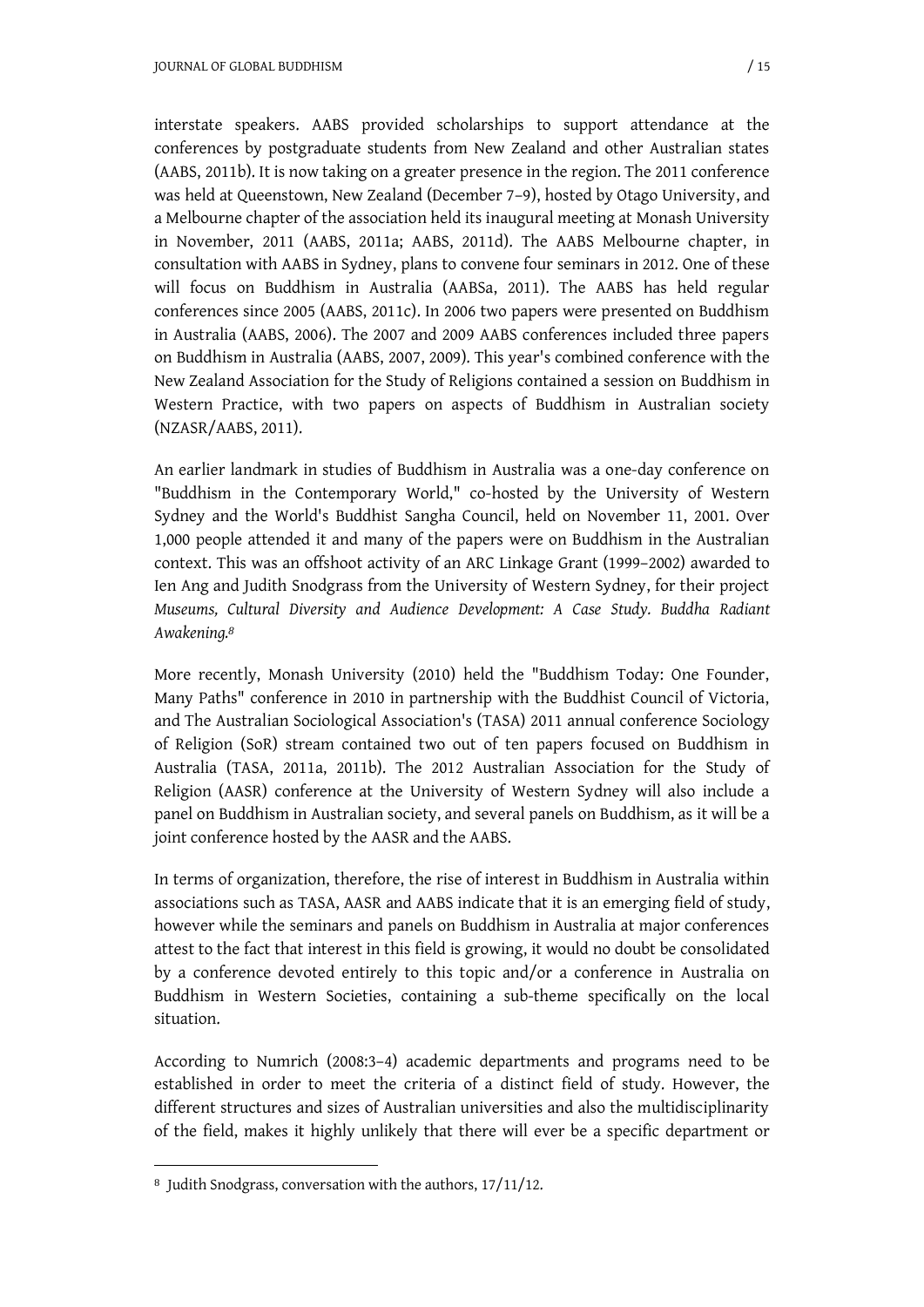interstate speakers. AABS provided scholarships to support attendance at the conferences by postgraduate students from New Zealand and other Australian states (AABS, 2011b). It is now taking on a greater presence in the region. The 2011 conference was held at Queenstown, New Zealand (December 7–9), hosted by Otago University, and a Melbourne chapter of the association held its inaugural meeting at Monash University in November, 2011 (AABS, 2011a; AABS, 2011d). The AABS Melbourne chapter, in consultation with AABS in Sydney, plans to convene four seminars in 2012. One of these will focus on Buddhism in Australia (AABSa, 2011). The AABS has held regular conferences since 2005 (AABS, 2011c). In 2006 two papers were presented on Buddhism in Australia (AABS, 2006). The 2007 and 2009 AABS conferences included three papers on Buddhism in Australia (AABS, 2007, 2009). This year's combined conference with the New Zealand Association for the Study of Religions contained a session on Buddhism in Western Practice, with two papers on aspects of Buddhism in Australian society (NZASR/AABS, 2011).

An earlier landmark in studies of Buddhism in Australia was a one-day conference on "Buddhism in the Contemporary World," co-hosted by the University of Western Sydney and the World's Buddhist Sangha Council, held on November 11, 2001. Over 1,000 people attended it and many of the papers were on Buddhism in the Australian context. This was an offshoot activity of an ARC Linkage Grant (1999–2002) awarded to Ien Ang and Judith Snodgrass from the University of Western Sydney, for their project *Museums, Cultural Diversity and Audience Development: A Case Study. Buddha Radiant Awakening.*[8]

More recently, Monash University (2010) held the "Buddhism Today: One Founder, Many Paths" conference in 2010 in partnership with the Buddhist Council of Victoria, and The Australian Sociological Association's (TASA) 2011 annual conference Sociology of Religion (SoR) stream contained two out of ten papers focused on Buddhism in Australia (TASA, 2011a, 2011b). The 2012 Australian Association for the Study of Religion (AASR) conference at the University of Western Sydney will also include a panel on Buddhism in Australian society, and several panels on Buddhism, as it will be a joint conference hosted by the AASR and the AABS.

In terms of organization, therefore, the rise of interest in Buddhism in Australia within associations such as TASA, AASR and AABS indicate that it is an emerging field of study, however while the seminars and panels on Buddhism in Australia at major conferences attest to the fact that interest in this field is growing, it would no doubt be consolidated by a conference devoted entirely to this topic and/or a conference in Australia on Buddhism in Western Societies, containing a sub-theme specifically on the local situation.

According to Numrich (2008:3–4) academic departments and programs need to be established in order to meet the criteria of a distinct field of study. However, the different structures and sizes of Australian universities and also the multidisciplinarity of the field, makes it highly unlikely that there will ever be a specific department or

---

[8] Judith Snodgrass, conversation with the authors, 17/11/12.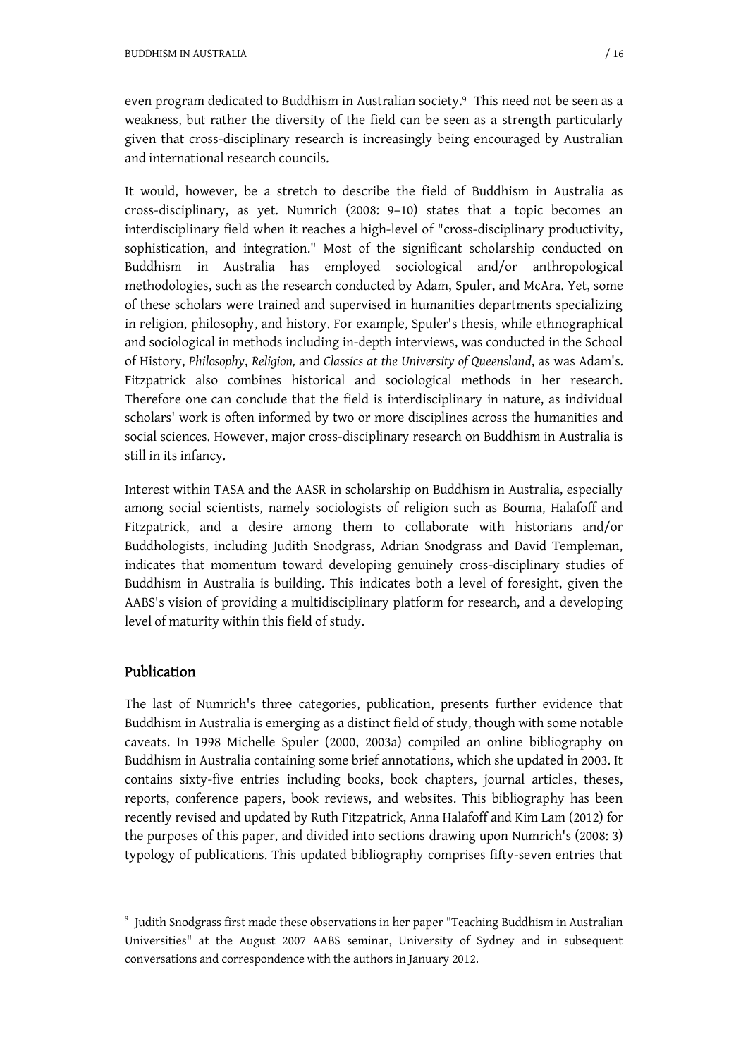even program dedicated to Buddhism in Australian society.[9] This need not be seen as a weakness, but rather the diversity of the field can be seen as a strength particularly given that cross-disciplinary research is increasingly being encouraged by Australian and international research councils.

It would, however, be a stretch to describe the field of Buddhism in Australia as cross-disciplinary, as yet. Numrich (2008: 9–10) states that a topic becomes an interdisciplinary field when it reaches a high-level of "cross-disciplinary productivity, sophistication, and integration." Most of the significant scholarship conducted on Buddhism in Australia has employed sociological and/or anthropological methodologies, such as the research conducted by Adam, Spuler, and McAra. Yet, some of these scholars were trained and supervised in humanities departments specializing in religion, philosophy, and history. For example, Spuler's thesis, while ethnographical and sociological in methods including in-depth interviews, was conducted in the School of History, *Philosophy*, *Religion,* and *Classics at the University of Queensland*, as was Adam's. Fitzpatrick also combines historical and sociological methods in her research. Therefore one can conclude that the field is interdisciplinary in nature, as individual scholars' work is often informed by two or more disciplines across the humanities and social sciences. However, major cross-disciplinary research on Buddhism in Australia is still in its infancy.

Interest within TASA and the AASR in scholarship on Buddhism in Australia, especially among social scientists, namely sociologists of religion such as Bouma, Halafoff and Fitzpatrick, and a desire among them to collaborate with historians and/or Buddhologists, including Judith Snodgrass, Adrian Snodgrass and David Templeman, indicates that momentum toward developing genuinely cross-disciplinary studies of Buddhism in Australia is building. This indicates both a level of foresight, given the AABS's vision of providing a multidisciplinary platform for research, and a developing level of maturity within this field of study.

## Publication

The last of Numrich's three categories, publication, presents further evidence that Buddhism in Australia is emerging as a distinct field of study, though with some notable caveats. In 1998 Michelle Spuler (2000, 2003a) compiled an online bibliography on Buddhism in Australia containing some brief annotations, which she updated in 2003. It contains sixty-five entries including books, book chapters, journal articles, theses, reports, conference papers, book reviews, and websites. This bibliography has been recently revised and updated by Ruth Fitzpatrick, Anna Halafoff and Kim Lam (2012) for the purposes of this paper, and divided into sections drawing upon Numrich's (2008: 3) typology of publications. This updated bibliography comprises fifty-seven entries that

---

[9] Judith Snodgrass first made these observations in her paper "Teaching Buddhism in Australian Universities" at the August 2007 AABS seminar, University of Sydney and in subsequent conversations and correspondence with the authors in January 2012.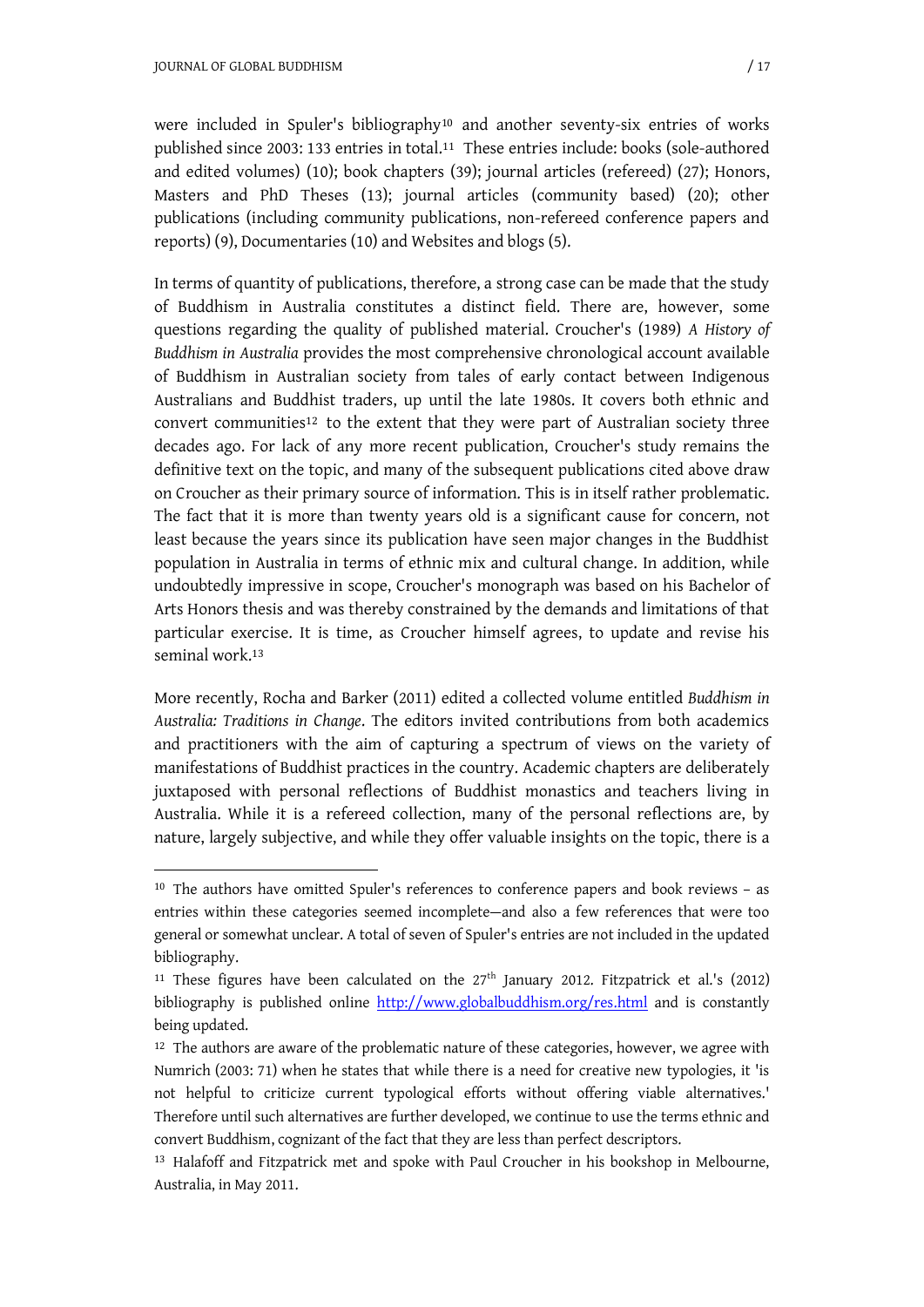were included in Spuler's bibliography[10] and another seventy-six entries of works published since 2003: 133 entries in total.[11] These entries include: books (sole-authored and edited volumes) (10); book chapters (39); journal articles (refereed) (27); Honors, Masters and PhD Theses (13); journal articles (community based) (20); other publications (including community publications, non-refereed conference papers and reports) (9), Documentaries (10) and Websites and blogs (5).

In terms of quantity of publications, therefore, a strong case can be made that the study of Buddhism in Australia constitutes a distinct field. There are, however, some questions regarding the quality of published material. Croucher's (1989) *A History of Buddhism in Australia* provides the most comprehensive chronological account available of Buddhism in Australian society from tales of early contact between Indigenous Australians and Buddhist traders, up until the late 1980s. It covers both ethnic and convert communities[12] to the extent that they were part of Australian society three decades ago. For lack of any more recent publication, Croucher's study remains the definitive text on the topic, and many of the subsequent publications cited above draw on Croucher as their primary source of information. This is in itself rather problematic. The fact that it is more than twenty years old is a significant cause for concern, not least because the years since its publication have seen major changes in the Buddhist population in Australia in terms of ethnic mix and cultural change. In addition, while undoubtedly impressive in scope, Croucher's monograph was based on his Bachelor of Arts Honors thesis and was thereby constrained by the demands and limitations of that particular exercise. It is time, as Croucher himself agrees, to update and revise his seminal work.[13]

More recently, Rocha and Barker (2011) edited a collected volume entitled *Buddhism in Australia: Traditions in Change*. The editors invited contributions from both academics and practitioners with the aim of capturing a spectrum of views on the variety of manifestations of Buddhist practices in the country. Academic chapters are deliberately juxtaposed with personal reflections of Buddhist monastics and teachers living in Australia. While it is a refereed collection, many of the personal reflections are, by nature, largely subjective, and while they offer valuable insights on the topic, there is a

---

[10] The authors have omitted Spuler's references to conference papers and book reviews – as entries within these categories seemed incomplete—and also a few references that were too general or somewhat unclear. A total of seven of Spuler's entries are not included in the updated bibliography.

[11] These figures have been calculated on the 27th January 2012. Fitzpatrick et al.'s (2012) bibliography is published online http://www.globalbuddhism.org/res.html and is constantly being updated.

[12] The authors are aware of the problematic nature of these categories, however, we agree with Numrich (2003: 71) when he states that while there is a need for creative new typologies, it 'is not helpful to criticize current typological efforts without offering viable alternatives.' Therefore until such alternatives are further developed, we continue to use the terms ethnic and convert Buddhism, cognizant of the fact that they are less than perfect descriptors.

[13] Halafoff and Fitzpatrick met and spoke with Paul Croucher in his bookshop in Melbourne, Australia, in May 2011.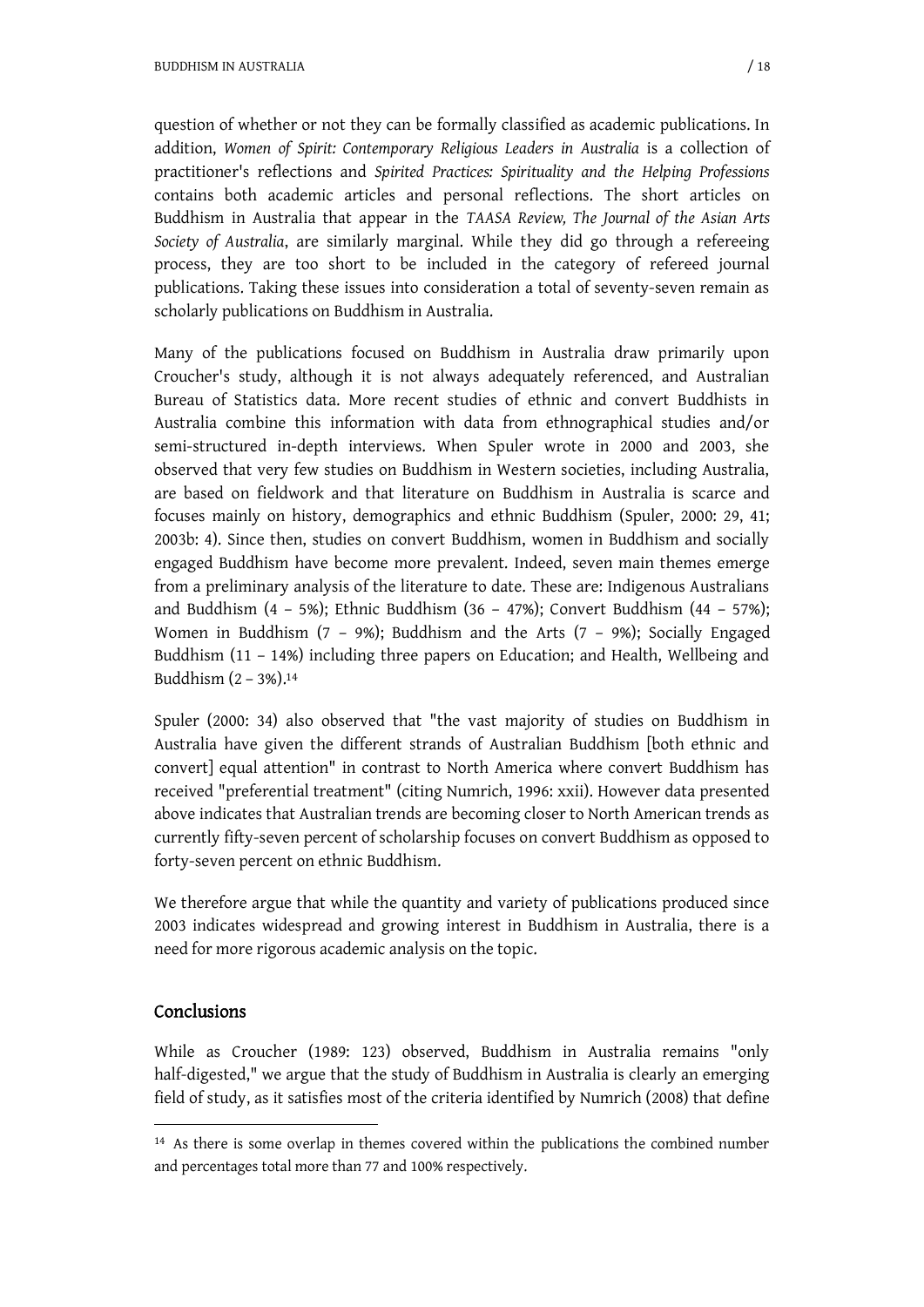question of whether or not they can be formally classified as academic publications. In addition, *Women of Spirit: Contemporary Religious Leaders in Australia* is a collection of practitioner's reflections and *Spirited Practices: Spirituality and the Helping Professions* contains both academic articles and personal reflections. The short articles on Buddhism in Australia that appear in the *TAASA Review, The Journal of the Asian Arts Society of Australia*, are similarly marginal. While they did go through a refereeing process, they are too short to be included in the category of refereed journal publications. Taking these issues into consideration a total of seventy-seven remain as scholarly publications on Buddhism in Australia.

Many of the publications focused on Buddhism in Australia draw primarily upon Croucher's study, although it is not always adequately referenced, and Australian Bureau of Statistics data. More recent studies of ethnic and convert Buddhists in Australia combine this information with data from ethnographical studies and/or semi-structured in-depth interviews. When Spuler wrote in 2000 and 2003, she observed that very few studies on Buddhism in Western societies, including Australia, are based on fieldwork and that literature on Buddhism in Australia is scarce and focuses mainly on history, demographics and ethnic Buddhism (Spuler, 2000: 29, 41; 2003b: 4). Since then, studies on convert Buddhism, women in Buddhism and socially engaged Buddhism have become more prevalent. Indeed, seven main themes emerge from a preliminary analysis of the literature to date. These are: Indigenous Australians and Buddhism (4 – 5%); Ethnic Buddhism (36 – 47%); Convert Buddhism (44 – 57%); Women in Buddhism (7 – 9%); Buddhism and the Arts (7 – 9%); Socially Engaged Buddhism (11 – 14%) including three papers on Education; and Health, Wellbeing and Buddhism (2 – 3%).[14]

Spuler (2000: 34) also observed that "the vast majority of studies on Buddhism in Australia have given the different strands of Australian Buddhism [both ethnic and convert] equal attention" in contrast to North America where convert Buddhism has received "preferential treatment" (citing Numrich, 1996: xxii). However data presented above indicates that Australian trends are becoming closer to North American trends as currently fifty-seven percent of scholarship focuses on convert Buddhism as opposed to forty-seven percent on ethnic Buddhism.

We therefore argue that while the quantity and variety of publications produced since 2003 indicates widespread and growing interest in Buddhism in Australia, there is a need for more rigorous academic analysis on the topic.

## Conclusions

While as Croucher (1989: 123) observed, Buddhism in Australia remains "only half-digested," we argue that the study of Buddhism in Australia is clearly an emerging field of study, as it satisfies most of the criteria identified by Numrich (2008) that define

[14] As there is some overlap in themes covered within the publications the combined number and percentages total more than 77 and 100% respectively.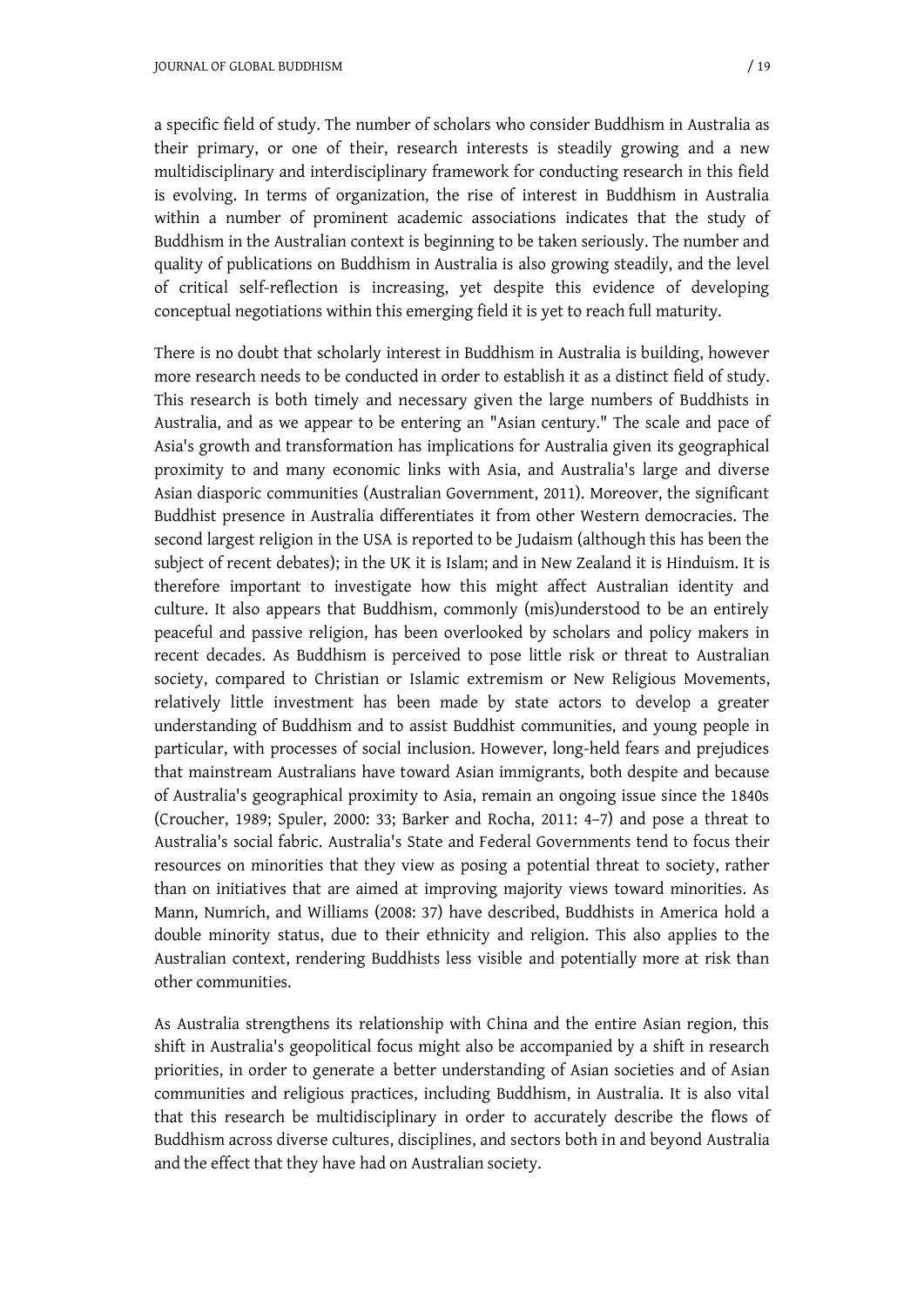a specific field of study. The number of scholars who consider Buddhism in Australia as their primary, or one of their, research interests is steadily growing and a new multidisciplinary and interdisciplinary framework for conducting research in this field is evolving. In terms of organization, the rise of interest in Buddhism in Australia within a number of prominent academic associations indicates that the study of Buddhism in the Australian context is beginning to be taken seriously. The number and quality of publications on Buddhism in Australia is also growing steadily, and the level of critical self-reflection is increasing, yet despite this evidence of developing conceptual negotiations within this emerging field it is yet to reach full maturity.

There is no doubt that scholarly interest in Buddhism in Australia is building, however more research needs to be conducted in order to establish it as a distinct field of study. This research is both timely and necessary given the large numbers of Buddhists in Australia, and as we appear to be entering an "Asian century." The scale and pace of Asia's growth and transformation has implications for Australia given its geographical proximity to and many economic links with Asia, and Australia's large and diverse Asian diasporic communities (Australian Government, 2011). Moreover, the significant Buddhist presence in Australia differentiates it from other Western democracies. The second largest religion in the USA is reported to be Judaism (although this has been the subject of recent debates); in the UK it is Islam; and in New Zealand it is Hinduism. It is therefore important to investigate how this might affect Australian identity and culture. It also appears that Buddhism, commonly (mis)understood to be an entirely peaceful and passive religion, has been overlooked by scholars and policy makers in recent decades. As Buddhism is perceived to pose little risk or threat to Australian society, compared to Christian or Islamic extremism or New Religious Movements, relatively little investment has been made by state actors to develop a greater understanding of Buddhism and to assist Buddhist communities, and young people in particular, with processes of social inclusion. However, long-held fears and prejudices that mainstream Australians have toward Asian immigrants, both despite and because of Australia's geographical proximity to Asia, remain an ongoing issue since the 1840s (Croucher, 1989; Spuler, 2000: 33; Barker and Rocha, 2011: 4–7) and pose a threat to Australia's social fabric. Australia's State and Federal Governments tend to focus their resources on minorities that they view as posing a potential threat to society, rather than on initiatives that are aimed at improving majority views toward minorities. As Mann, Numrich, and Williams (2008: 37) have described, Buddhists in America hold a double minority status, due to their ethnicity and religion. This also applies to the Australian context, rendering Buddhists less visible and potentially more at risk than other communities.

As Australia strengthens its relationship with China and the entire Asian region, this shift in Australia's geopolitical focus might also be accompanied by a shift in research priorities, in order to generate a better understanding of Asian societies and of Asian communities and religious practices, including Buddhism, in Australia. It is also vital that this research be multidisciplinary in order to accurately describe the flows of Buddhism across diverse cultures, disciplines, and sectors both in and beyond Australia and the effect that they have had on Australian society.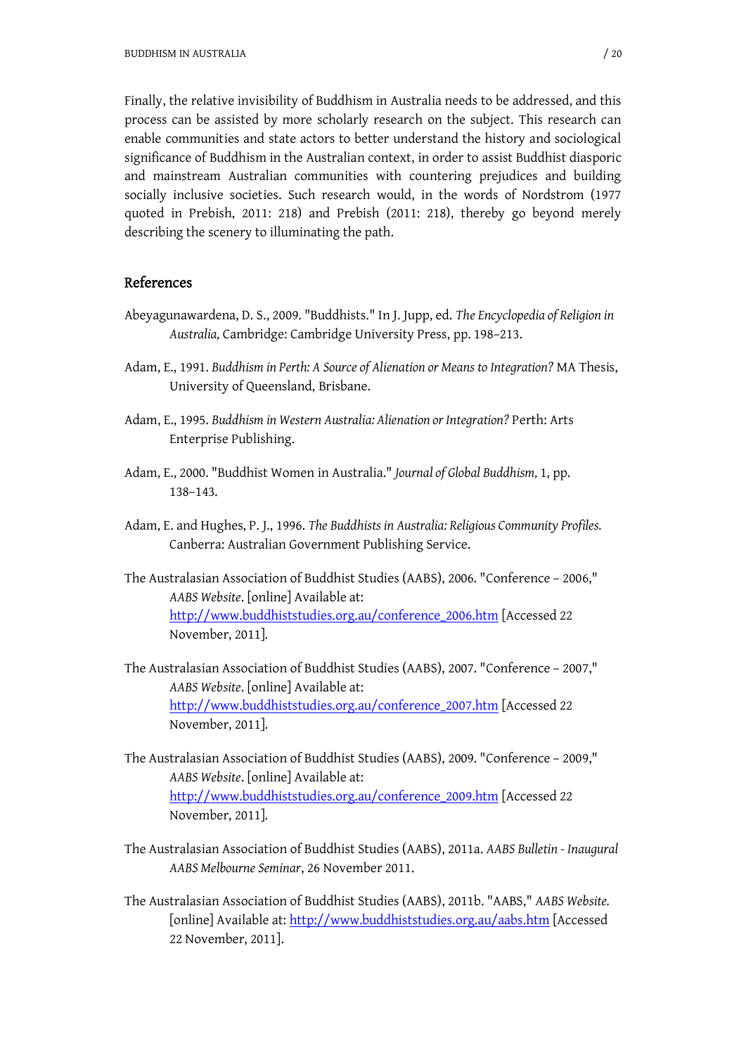Finally, the relative invisibility of Buddhism in Australia needs to be addressed, and this process can be assisted by more scholarly research on the subject. This research can enable communities and state actors to better understand the history and sociological significance of Buddhism in the Australian context, in order to assist Buddhist diasporic and mainstream Australian communities with countering prejudices and building socially inclusive societies. Such research would, in the words of Nordstrom (1977 quoted in Prebish, 2011: 218) and Prebish (2011: 218), thereby go beyond merely describing the scenery to illuminating the path.

## References

Abeyagunawardena, D. S., 2009. "Buddhists." In J. Jupp, ed. *The Encyclopedia of Religion in Australia,* Cambridge: Cambridge University Press, pp. 198–213.

Adam, E., 1991. *Buddhism in Perth: A Source of Alienation or Means to Integration?* MA Thesis, University of Queensland, Brisbane.

Adam, E., 1995. *Buddhism in Western Australia: Alienation or Integration?* Perth: Arts Enterprise Publishing.

Adam, E., 2000. "Buddhist Women in Australia." *Journal of Global Buddhism,* 1, pp. 138–143.

Adam, E. and Hughes, P. J., 1996. *The Buddhists in Australia: Religious Community Profiles.* Canberra: Australian Government Publishing Service.

The Australasian Association of Buddhist Studies (AABS), 2006. "Conference – 2006," *AABS Website*. [online] Available at: http://www.buddhiststudies.org.au/conference_2006.htm [Accessed 22 November, 2011].

The Australasian Association of Buddhist Studies (AABS), 2007. "Conference – 2007," *AABS Website*. [online] Available at: http://www.buddhiststudies.org.au/conference_2007.htm [Accessed 22 November, 2011].

The Australasian Association of Buddhist Studies (AABS), 2009. "Conference – 2009," *AABS Website*. [online] Available at: http://www.buddhiststudies.org.au/conference_2009.htm [Accessed 22 November, 2011].

The Australasian Association of Buddhist Studies (AABS), 2011a. *AABS Bulletin - Inaugural AABS Melbourne Seminar*, 26 November 2011.

The Australasian Association of Buddhist Studies (AABS), 2011b. "AABS," *AABS Website.* [online] Available at: http://www.buddhiststudies.org.au/aabs.htm [Accessed 22 November, 2011].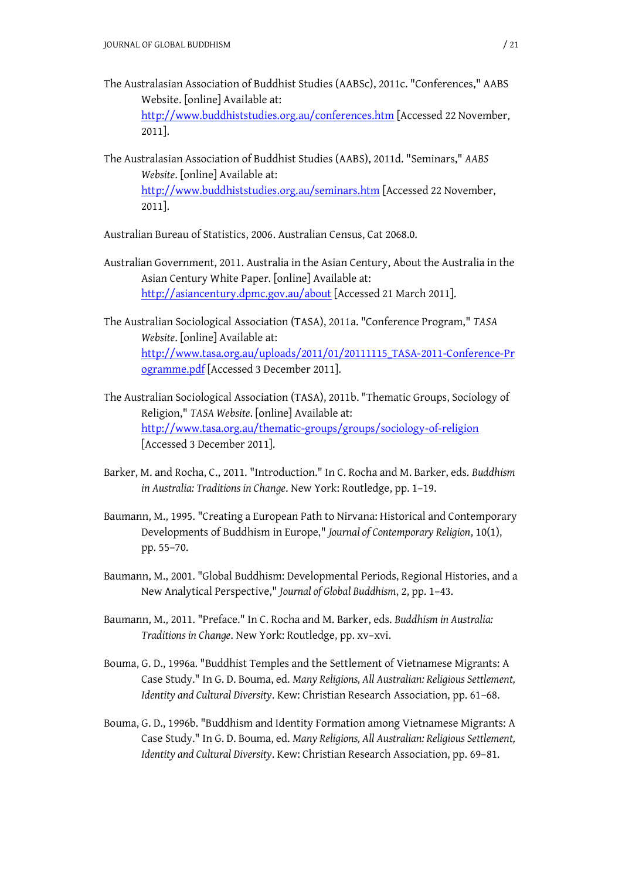The Australasian Association of Buddhist Studies (AABSc), 2011c. "Conferences," AABS Website. [online] Available at: http://www.buddhiststudies.org.au/conferences.htm [Accessed 22 November, 2011].

The Australasian Association of Buddhist Studies (AABS), 2011d. "Seminars," *AABS Website*. [online] Available at: http://www.buddhiststudies.org.au/seminars.htm [Accessed 22 November, 2011].

Australian Bureau of Statistics, 2006. Australian Census, Cat 2068.0.

Australian Government, 2011. Australia in the Asian Century, About the Australia in the Asian Century White Paper. [online] Available at: http://asiancentury.dpmc.gov.au/about [Accessed 21 March 2011].

The Australian Sociological Association (TASA), 2011a. "Conference Program," *TASA Website*. [online] Available at: http://www.tasa.org.au/uploads/2011/01/20111115_TASA-2011-Conference-Programme.pdf [Accessed 3 December 2011].

The Australian Sociological Association (TASA), 2011b. "Thematic Groups, Sociology of Religion," *TASA Website*. [online] Available at: http://www.tasa.org.au/thematic-groups/groups/sociology-of-religion [Accessed 3 December 2011].

Barker, M. and Rocha, C., 2011. "Introduction." In C. Rocha and M. Barker, eds. *Buddhism in Australia: Traditions in Change*. New York: Routledge, pp. 1–19.

Baumann, M., 1995. "Creating a European Path to Nirvana: Historical and Contemporary Developments of Buddhism in Europe," *Journal of Contemporary Religion*, 10(1), pp. 55–70.

Baumann, M., 2001. "Global Buddhism: Developmental Periods, Regional Histories, and a New Analytical Perspective," *Journal of Global Buddhism*, 2, pp. 1–43.

Baumann, M., 2011. "Preface." In C. Rocha and M. Barker, eds. *Buddhism in Australia: Traditions in Change*. New York: Routledge, pp. xv–xvi.

Bouma, G. D., 1996a. "Buddhist Temples and the Settlement of Vietnamese Migrants: A Case Study." In G. D. Bouma, ed. *Many Religions, All Australian: Religious Settlement, Identity and Cultural Diversity*. Kew: Christian Research Association, pp. 61–68.

Bouma, G. D., 1996b. "Buddhism and Identity Formation among Vietnamese Migrants: A Case Study." In G. D. Bouma, ed. *Many Religions, All Australian: Religious Settlement, Identity and Cultural Diversity*. Kew: Christian Research Association, pp. 69–81.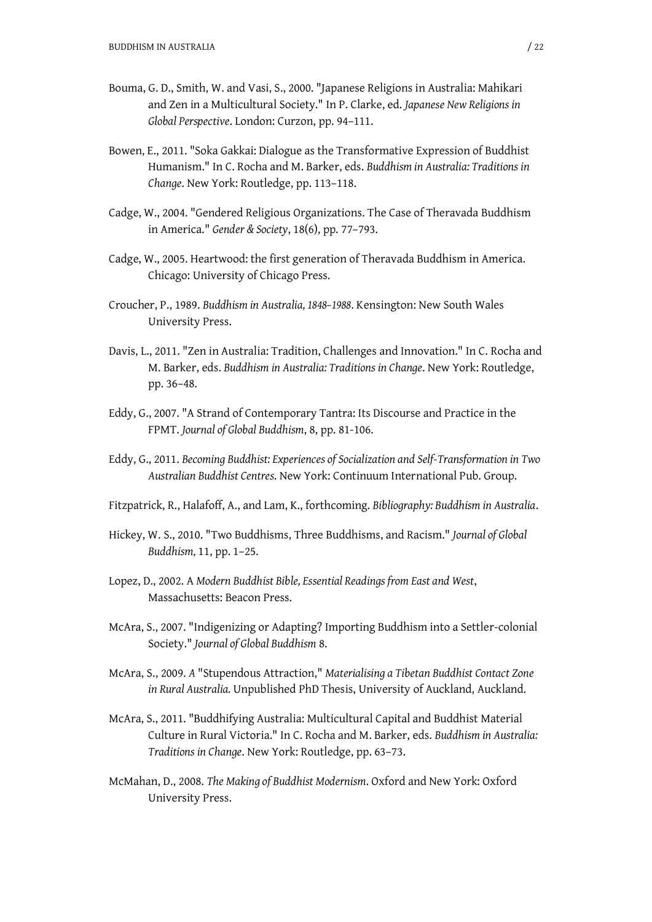Bouma, G. D., Smith, W. and Vasi, S., 2000. "Japanese Religions in Australia: Mahikari and Zen in a Multicultural Society." In P. Clarke, ed. *Japanese New Religions in Global Perspective*. London: Curzon, pp. 94–111.

Bowen, E., 2011. "Soka Gakkai: Dialogue as the Transformative Expression of Buddhist Humanism." In C. Rocha and M. Barker, eds. *Buddhism in Australia: Traditions in Change*. New York: Routledge, pp. 113–118.

Cadge, W., 2004. "Gendered Religious Organizations. The Case of Theravada Buddhism in America." *Gender & Society*, 18(6), pp. 77–793.

Cadge, W., 2005. Heartwood: the first generation of Theravada Buddhism in America. Chicago: University of Chicago Press.

Croucher, P., 1989. *Buddhism in Australia, 1848–1988*. Kensington: New South Wales University Press.

Davis, L., 2011. "Zen in Australia: Tradition, Challenges and Innovation." In C. Rocha and M. Barker, eds. *Buddhism in Australia: Traditions in Change*. New York: Routledge, pp. 36–48.

Eddy, G., 2007. "A Strand of Contemporary Tantra: Its Discourse and Practice in the FPMT. *Journal of Global Buddhism*, 8, pp. 81-106.

Eddy, G., 2011. *Becoming Buddhist: Experiences of Socialization and Self-Transformation in Two Australian Buddhist Centres*. New York: Continuum International Pub. Group.

Fitzpatrick, R., Halafoff, A., and Lam, K., forthcoming. *Bibliography: Buddhism in Australia*.

Hickey, W. S., 2010. "Two Buddhisms, Three Buddhisms, and Racism." *Journal of Global Buddhism,* 11, pp. 1–25.

Lopez, D., 2002. A *Modern Buddhist Bible, Essential Readings from East and West*, Massachusetts: Beacon Press.

McAra, S., 2007. "Indigenizing or Adapting? Importing Buddhism into a Settler-colonial Society." *Journal of Global Buddhism* 8.

McAra, S., 2009. *A* "Stupendous Attraction," *Materialising a Tibetan Buddhist Contact Zone in Rural Australia.* Unpublished PhD Thesis, University of Auckland, Auckland.

McAra, S., 2011. "Buddhifying Australia: Multicultural Capital and Buddhist Material Culture in Rural Victoria." In C. Rocha and M. Barker, eds. *Buddhism in Australia: Traditions in Change*. New York: Routledge, pp. 63–73.

McMahan, D., 2008. *The Making of Buddhist Modernism*. Oxford and New York: Oxford University Press.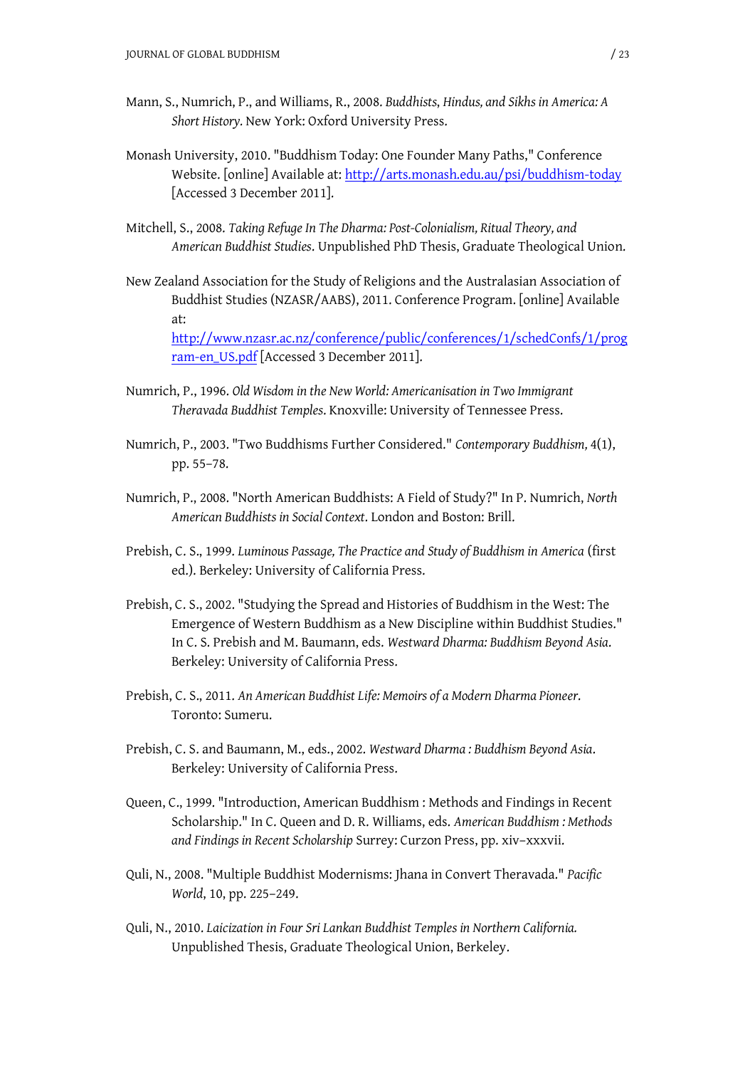Mann, S., Numrich, P., and Williams, R., 2008. *Buddhists, Hindus, and Sikhs in America: A Short History*. New York: Oxford University Press.

Monash University, 2010. "Buddhism Today: One Founder Many Paths," Conference Website. [online] Available at: http://arts.monash.edu.au/psi/buddhism-today [Accessed 3 December 2011].

Mitchell, S., 2008. *Taking Refuge In The Dharma: Post-Colonialism, Ritual Theory, and American Buddhist Studies*. Unpublished PhD Thesis, Graduate Theological Union.

New Zealand Association for the Study of Religions and the Australasian Association of Buddhist Studies (NZASR/AABS), 2011. Conference Program. [online] Available at: http://www.nzasr.ac.nz/conference/public/conferences/1/schedConfs/1/program-en_US.pdf [Accessed 3 December 2011].

Numrich, P., 1996. *Old Wisdom in the New World: Americanisation in Two Immigrant Theravada Buddhist Temples*. Knoxville: University of Tennessee Press.

Numrich, P., 2003. "Two Buddhisms Further Considered." *Contemporary Buddhism*, 4(1), pp. 55–78.

Numrich, P., 2008. "North American Buddhists: A Field of Study?" In P. Numrich, *North American Buddhists in Social Context*. London and Boston: Brill.

Prebish, C. S., 1999. *Luminous Passage, The Practice and Study of Buddhism in America* (first ed.). Berkeley: University of California Press.

Prebish, C. S., 2002. "Studying the Spread and Histories of Buddhism in the West: The Emergence of Western Buddhism as a New Discipline within Buddhist Studies." In C. S. Prebish and M. Baumann, eds. *Westward Dharma: Buddhism Beyond Asia*. Berkeley: University of California Press.

Prebish, C. S., 2011. *An American Buddhist Life: Memoirs of a Modern Dharma Pioneer*. Toronto: Sumeru.

Prebish, C. S. and Baumann, M., eds., 2002. *Westward Dharma : Buddhism Beyond Asia*. Berkeley: University of California Press.

Queen, C., 1999. "Introduction, American Buddhism : Methods and Findings in Recent Scholarship." In C. Queen and D. R. Williams, eds. *American Buddhism : Methods and Findings in Recent Scholarship* Surrey: Curzon Press, pp. xiv–xxxvii.

Quli, N., 2008. "Multiple Buddhist Modernisms: Jhana in Convert Theravada." *Pacific World*, 10, pp. 225–249.

Quli, N., 2010. *Laicization in Four Sri Lankan Buddhist Temples in Northern California*. Unpublished Thesis, Graduate Theological Union, Berkeley.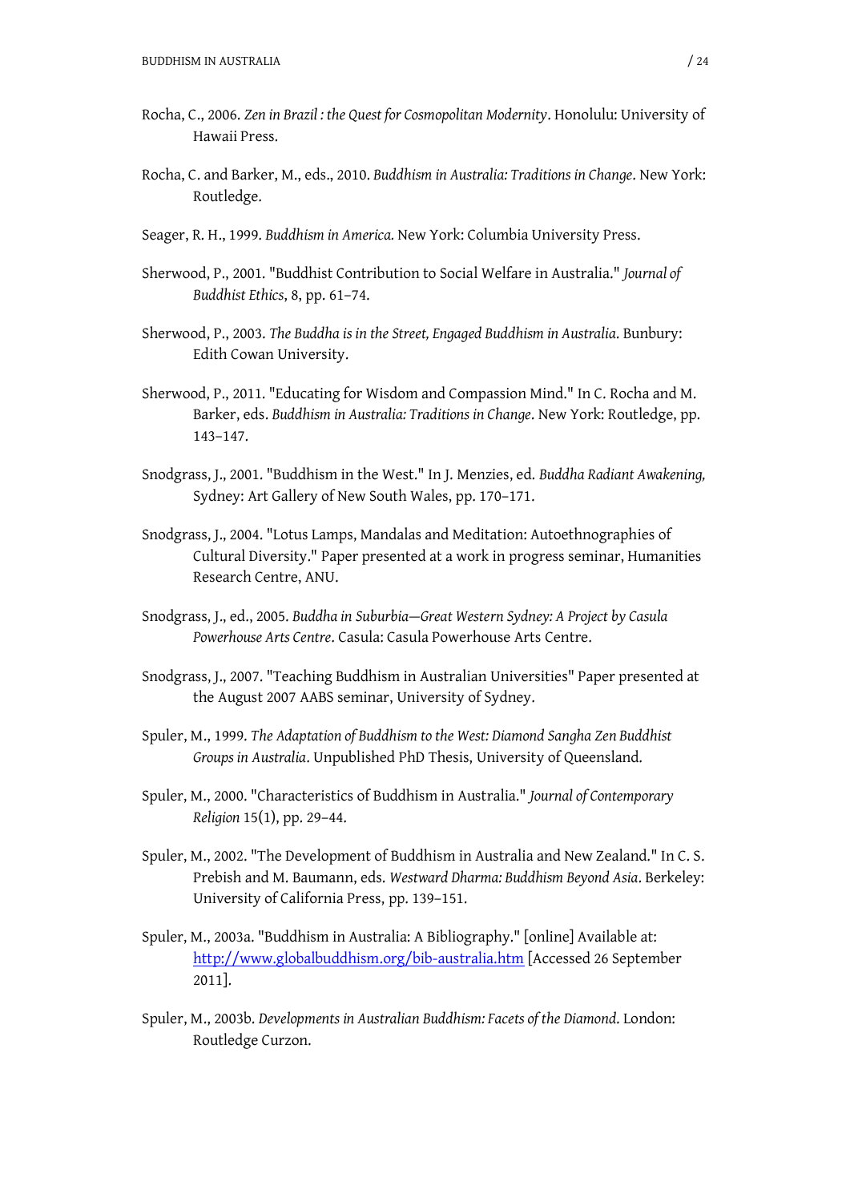Rocha, C., 2006. *Zen in Brazil : the Quest for Cosmopolitan Modernity*. Honolulu: University of Hawaii Press.

Rocha, C. and Barker, M., eds., 2010. *Buddhism in Australia: Traditions in Change*. New York: Routledge.

Seager, R. H., 1999. *Buddhism in America.* New York: Columbia University Press.

Sherwood, P., 2001. "Buddhist Contribution to Social Welfare in Australia." *Journal of Buddhist Ethics*, 8, pp. 61–74.

Sherwood, P., 2003. *The Buddha is in the Street, Engaged Buddhism in Australia*. Bunbury: Edith Cowan University.

Sherwood, P., 2011. "Educating for Wisdom and Compassion Mind." In C. Rocha and M. Barker, eds. *Buddhism in Australia: Traditions in Change*. New York: Routledge, pp. 143–147.

Snodgrass, J., 2001. "Buddhism in the West." In J. Menzies, ed. *Buddha Radiant Awakening,* Sydney: Art Gallery of New South Wales, pp. 170–171.

Snodgrass, J., 2004. "Lotus Lamps, Mandalas and Meditation: Autoethnographies of Cultural Diversity." Paper presented at a work in progress seminar, Humanities Research Centre, ANU.

Snodgrass, J., ed., 2005. *Buddha in Suburbia—Great Western Sydney: A Project by Casula Powerhouse Arts Centre*. Casula: Casula Powerhouse Arts Centre.

Snodgrass, J., 2007. "Teaching Buddhism in Australian Universities" Paper presented at the August 2007 AABS seminar, University of Sydney.

Spuler, M., 1999. *The Adaptation of Buddhism to the West: Diamond Sangha Zen Buddhist Groups in Australia*. Unpublished PhD Thesis, University of Queensland.

Spuler, M., 2000. "Characteristics of Buddhism in Australia." *Journal of Contemporary Religion* 15(1), pp. 29–44.

Spuler, M., 2002. "The Development of Buddhism in Australia and New Zealand." In C. S. Prebish and M. Baumann, eds. *Westward Dharma: Buddhism Beyond Asia*. Berkeley: University of California Press, pp. 139–151.

Spuler, M., 2003a. "Buddhism in Australia: A Bibliography." [online] Available at: http://www.globalbuddhism.org/bib-australia.htm [Accessed 26 September 2011].

Spuler, M., 2003b. *Developments in Australian Buddhism: Facets of the Diamond.* London: Routledge Curzon.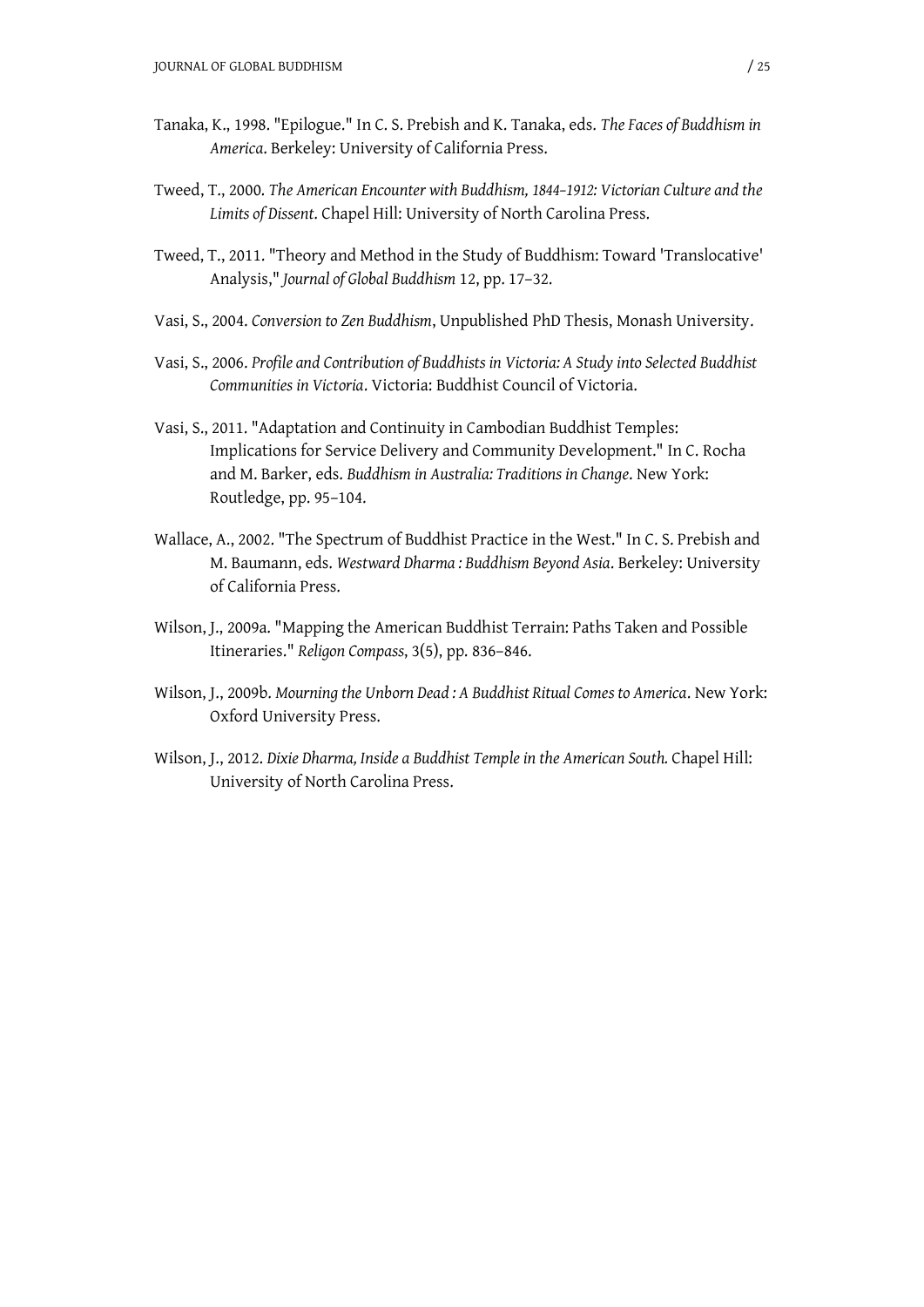Tanaka, K., 1998. "Epilogue." In C. S. Prebish and K. Tanaka, eds. *The Faces of Buddhism in America*. Berkeley: University of California Press.

Tweed, T., 2000. *The American Encounter with Buddhism, 1844–1912: Victorian Culture and the Limits of Dissent*. Chapel Hill: University of North Carolina Press.

Tweed, T., 2011. "Theory and Method in the Study of Buddhism: Toward 'Translocative' Analysis," *Journal of Global Buddhism* 12, pp. 17–32.

Vasi, S., 2004. *Conversion to Zen Buddhism*, Unpublished PhD Thesis, Monash University.

Vasi, S., 2006. *Profile and Contribution of Buddhists in Victoria: A Study into Selected Buddhist Communities in Victoria*. Victoria: Buddhist Council of Victoria.

Vasi, S., 2011. "Adaptation and Continuity in Cambodian Buddhist Temples: Implications for Service Delivery and Community Development." In C. Rocha and M. Barker, eds. *Buddhism in Australia: Traditions in Change*. New York: Routledge, pp. 95–104.

Wallace, A., 2002. "The Spectrum of Buddhist Practice in the West." In C. S. Prebish and M. Baumann, eds. *Westward Dharma : Buddhism Beyond Asia*. Berkeley: University of California Press.

Wilson, J., 2009a. "Mapping the American Buddhist Terrain: Paths Taken and Possible Itineraries." *Religon Compass*, 3(5), pp. 836–846.

Wilson, J., 2009b. *Mourning the Unborn Dead : A Buddhist Ritual Comes to America*. New York: Oxford University Press.

Wilson, J., 2012. *Dixie Dharma, Inside a Buddhist Temple in the American South.* Chapel Hill: University of North Carolina Press.